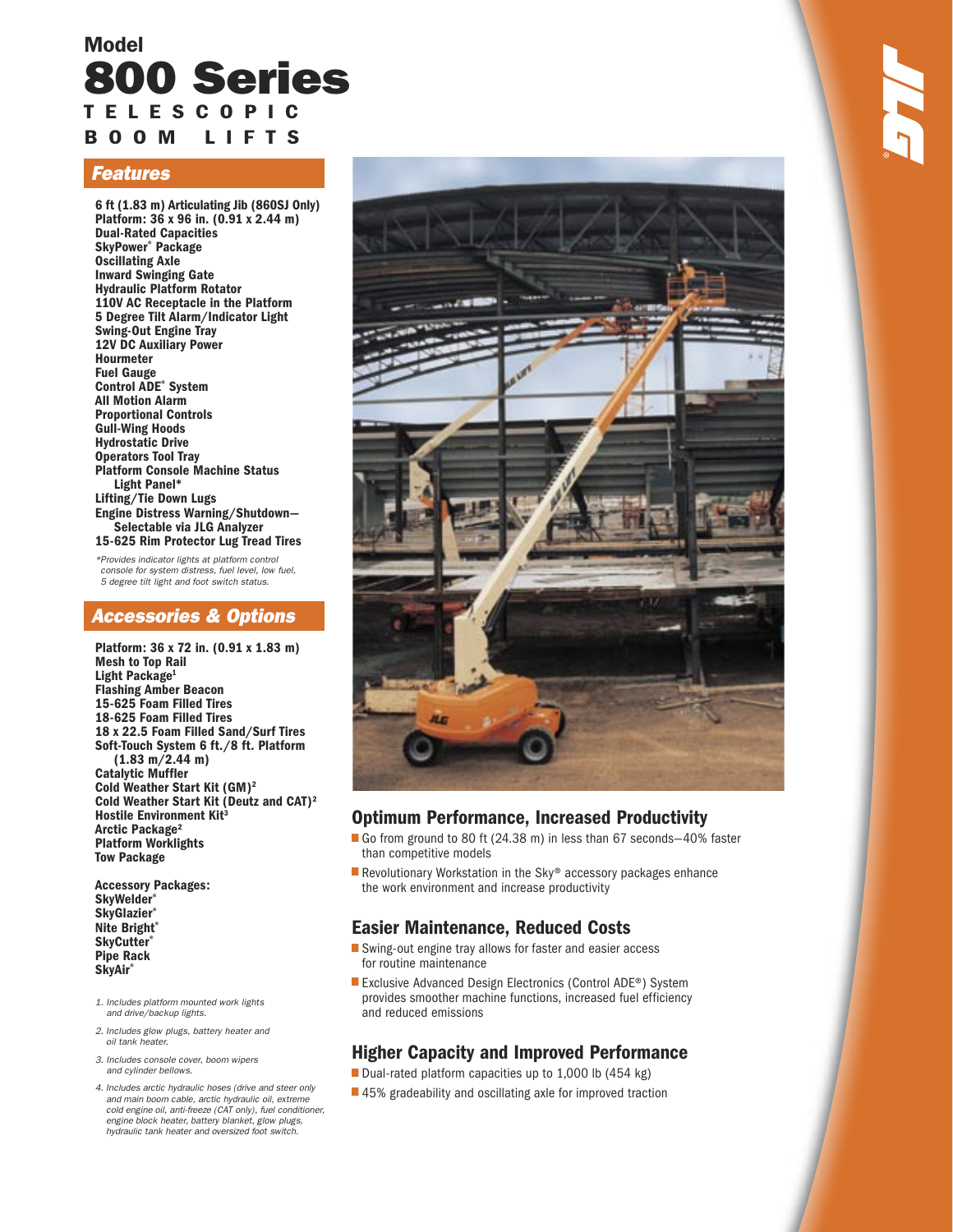# Model
# 800 Series
## TELESCOPIC BOOM LIFTS

### Features

**6 ft (1.83 m) Articulating Jib (860SJ Only)**
**Platform: 36 x 96 in. (0.91 x 2.44 m)**
**Dual-Rated Capacities**
**SkyPower® Package**
**Oscillating Axle**
**Inward Swinging Gate**
**Hydraulic Platform Rotator**
**110V AC Receptacle in the Platform**
**5 Degree Tilt Alarm/Indicator Light**
**Swing-Out Engine Tray**
**12V DC Auxiliary Power**
**Hourmeter**
**Fuel Gauge**
**Control ADE® System**
**All Motion Alarm**
**Proportional Controls**
**Gull-Wing Hoods**
**Hydrostatic Drive**
**Operators Tool Tray**
**Platform Console Machine Status Light Panel***
**Lifting/Tie Down Lugs**
**Engine Distress Warning/Shutdown—Selectable via JLG Analyzer**
**15-625 Rim Protector Lug Tread Tires**

*\*Provides indicator lights at platform control console for system distress, fuel level, low fuel, 5 degree tilt light and foot switch status.*

### Accessories & Options

**Platform: 36 x 72 in. (0.91 x 1.83 m)**
**Mesh to Top Rail**
**Light Package[1]**
**Flashing Amber Beacon**
**15-625 Foam Filled Tires**
**18-625 Foam Filled Tires**
**18 x 22.5 Foam Filled Sand/Surf Tires**
**Soft-Touch System 6 ft./8 ft. Platform (1.83 m/2.44 m)**
**Catalytic Muffler**
**Cold Weather Start Kit (GM)[2]**
**Cold Weather Start Kit (Deutz and CAT)[2]**
**Hostile Environment Kit[3]**
**Arctic Package[2]**
**Platform Worklights**
**Tow Package**

**Accessory Packages:**
**SkyWelder®**
**SkyGlazier®**
**Nite Bright®**
**SkyCutter®**
**Pipe Rack**
**SkyAir®**

*1. Includes platform mounted work lights and drive/backup lights.*

*2. Includes glow plugs, battery heater and oil tank heater.*

*3. Includes console cover, boom wipers and cylinder bellows.*

*4. Includes arctic hydraulic hoses (drive and steer only and main boom cable, arctic hydraulic oil, extreme cold engine oil, anti-freeze (CAT only), fuel conditioner, engine block heater, battery blanket, glow plugs, hydraulic tank heater and oversized foot switch.*

## Optimum Performance, Increased Productivity

- Go from ground to 80 ft (24.38 m) in less than 67 seconds—40% faster than competitive models
- Revolutionary Workstation in the Sky® accessory packages enhance the work environment and increase productivity

## Easier Maintenance, Reduced Costs

- Swing-out engine tray allows for faster and easier access for routine maintenance
- Exclusive Advanced Design Electronics (Control ADE®) System provides smoother machine functions, increased fuel efficiency and reduced emissions

## Higher Capacity and Improved Performance

- Dual-rated platform capacities up to 1,000 lb (454 kg)
- 45% gradeability and oscillating axle for improved traction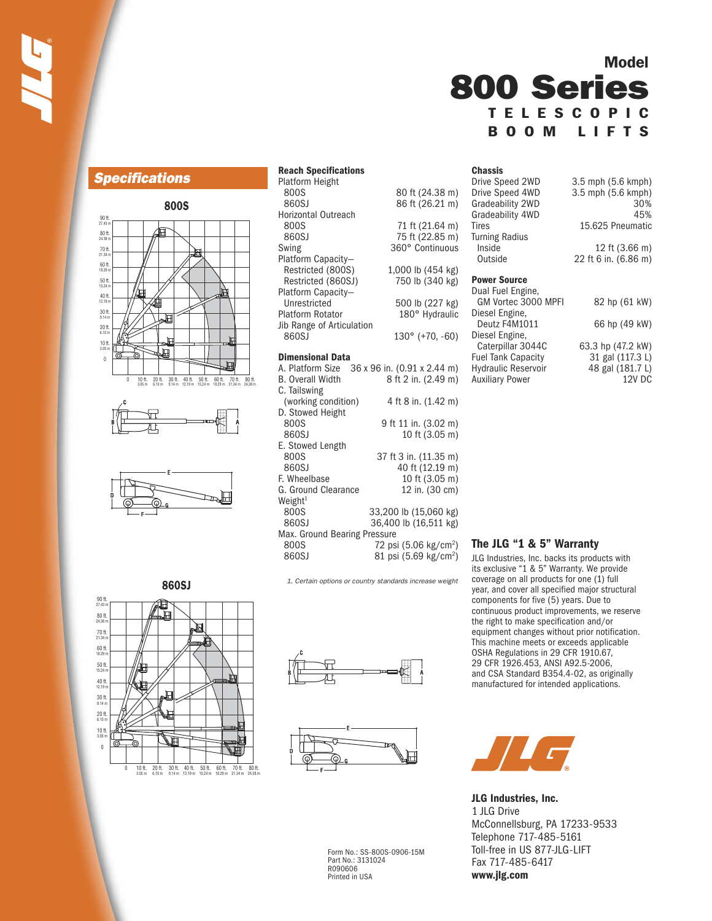# Model 800 Series TELESCOPIC BOOM LIFTS

## Specifications

**800S**

90 ft. 27.43 m
80 ft. 24.38 m
70 ft. 21.34 m
60 ft. 18.29 m
50 ft. 15.24 m
40 ft. 12.19 m
30 ft. 9.14 m
20 ft. 6.10 m
10 ft. 3.05 m
0
0 10 ft. 3.05 m 20 ft. 6.10 m 30 ft. 9.14 m 40 ft. 12.19 m 50 ft. 15.24 m 60 ft. 18.29 m 70 ft. 21.34 m 80 ft. 24.38 m

C B A

E D F G

**860SJ**

90 ft. 27.43 m
80 ft. 24.38 m
70 ft. 21.34 m
60 ft. 18.29 m
50 ft. 15.24 m
40 ft. 12.19 m
30 ft. 9.14 m
20 ft. 6.10 m
10 ft. 3.05 m
0
0 10 ft. 3.05 m 20 ft. 6.10 m 30 ft. 9.14 m 40 ft. 12.19 m 50 ft. 15.24 m 60 ft. 18.29 m 70 ft. 21.34 m 80 ft. 24.38 m

C B A

E D F G

### Reach Specifications

| | |
|---|---|
| Platform Height | |
| 800S | 80 ft (24.38 m) |
| 860SJ | 86 ft (26.21 m) |
| Horizontal Outreach | |
| 800S | 71 ft (21.64 m) |
| 860SJ | 75 ft (22.85 m) |
| Swing | 360° Continuous |
| Platform Capacity– | |
| Restricted (800S) | 1,000 lb (454 kg) |
| Restricted (860SJ) | 750 lb (340 kg) |
| Platform Capacity– | |
| Unrestricted | 500 lb (227 kg) |
| Platform Rotator | 180° Hydraulic |
| Jib Range of Articulation | |
| 860SJ | 130° (+70, -60) |

### Dimensional Data

| | |
|---|---|
| A. Platform Size | 36 x 96 in. (0.91 x 2.44 m) |
| B. Overall Width | 8 ft 2 in. (2.49 m) |
| C. Tailswing | |
| (working condition) | 4 ft 8 in. (1.42 m) |
| D. Stowed Height | |
| 800S | 9 ft 11 in. (3.02 m) |
| 860SJ | 10 ft (3.05 m) |
| E. Stowed Length | |
| 800S | 37 ft 3 in. (11.35 m) |
| 860SJ | 40 ft (12.19 m) |
| F. Wheelbase | 10 ft (3.05 m) |
| G. Ground Clearance | 12 in. (30 cm) |
| Weight[1] | |
| 800S | 33,200 lb (15,060 kg) |
| 860SJ | 36,400 lb (16,511 kg) |
| Max. Ground Bearing Pressure | |
| 800S | 72 psi (5.06 kg/cm$^2$) |
| 860SJ | 81 psi (5.69 kg/cm$^2$) |

*1. Certain options or country standards increase weight*

### Chassis

| | |
|---|---|
| Drive Speed 2WD | 3.5 mph (5.6 kmph) |
| Drive Speed 4WD | 3.5 mph (5.6 kmph) |
| Gradeability 2WD | 30% |
| Gradeability 4WD | 45% |
| Tires | 15.625 Pneumatic |
| Turning Radius | |
| Inside | 12 ft (3.66 m) |
| Outside | 22 ft 6 in. (6.86 m) |

### Power Source

| | |
|---|---|
| Dual Fuel Engine, | |
| GM Vortec 3000 MPFI | 82 hp (61 kW) |
| Diesel Engine, | |
| Deutz F4M1011 | 66 hp (49 kW) |
| Diesel Engine, | |
| Caterpillar 3044C | 63.3 hp (47.2 kW) |
| Fuel Tank Capacity | 31 gal (117.3 L) |
| Hydraulic Reservoir | 48 gal (181.7 L) |
| Auxiliary Power | 12V DC |

### The JLG "1 & 5" Warranty

JLG Industries, Inc. backs its products with its exclusive "1 & 5" Warranty. We provide coverage on all products for one (1) full year, and cover all specified major structural components for five (5) years. Due to continuous product improvements, we reserve the right to make specification and/or equipment changes without prior notification. This machine meets or exceeds applicable OSHA Regulations in 29 CFR 1910.67, 29 CFR 1926.453, ANSI A92.5-2006, and CSA Standard B354.4-02, as originally manufactured for intended applications.

**JLG Industries, Inc.**
1 JLG Drive
McConnellsburg, PA 17233-9533
Telephone 717-485-5161
Toll-free in US 877-JLG-LIFT
Fax 717-485-6417
**www.jlg.com**

Form No.: SS-800S-0906-15M
Part No.: 3131024
R090606
Printed in USA